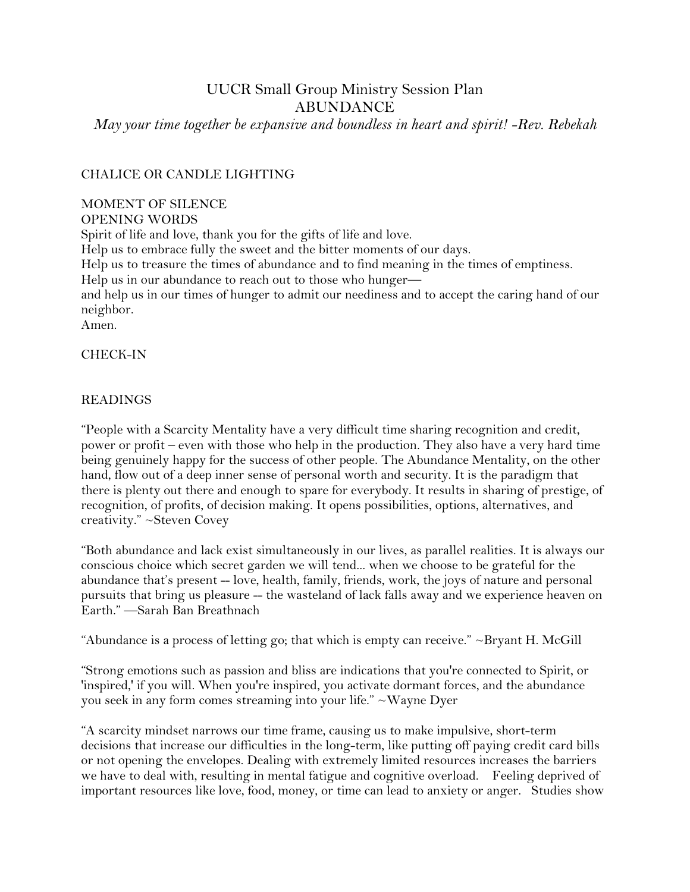# UUCR Small Group Ministry Session Plan
# ABUNDANCE

*May your time together be expansive and boundless in heart and spirit! -Rev. Rebekah*

CHALICE OR CANDLE LIGHTING

MOMENT OF SILENCE

OPENING WORDS

Spirit of life and love, thank you for the gifts of life and love.
Help us to embrace fully the sweet and the bitter moments of our days.
Help us to treasure the times of abundance and to find meaning in the times of emptiness.
Help us in our abundance to reach out to those who hunger—
and help us in our times of hunger to admit our neediness and to accept the caring hand of our neighbor.
Amen.

CHECK-IN

READINGS

"People with a Scarcity Mentality have a very difficult time sharing recognition and credit, power or profit – even with those who help in the production. They also have a very hard time being genuinely happy for the success of other people. The Abundance Mentality, on the other hand, flow out of a deep inner sense of personal worth and security. It is the paradigm that there is plenty out there and enough to spare for everybody. It results in sharing of prestige, of recognition, of profits, of decision making. It opens possibilities, options, alternatives, and creativity." ~Steven Covey

"Both abundance and lack exist simultaneously in our lives, as parallel realities. It is always our conscious choice which secret garden we will tend... when we choose to be grateful for the abundance that's present -- love, health, family, friends, work, the joys of nature and personal pursuits that bring us pleasure -- the wasteland of lack falls away and we experience heaven on Earth." —Sarah Ban Breathnach

"Abundance is a process of letting go; that which is empty can receive." ~Bryant H. McGill

"Strong emotions such as passion and bliss are indications that you're connected to Spirit, or 'inspired,' if you will. When you're inspired, you activate dormant forces, and the abundance you seek in any form comes streaming into your life." ~Wayne Dyer

"A scarcity mindset narrows our time frame, causing us to make impulsive, short-term decisions that increase our difficulties in the long-term, like putting off paying credit card bills or not opening the envelopes. Dealing with extremely limited resources increases the barriers we have to deal with, resulting in mental fatigue and cognitive overload. Feeling deprived of important resources like love, food, money, or time can lead to anxiety or anger. Studies show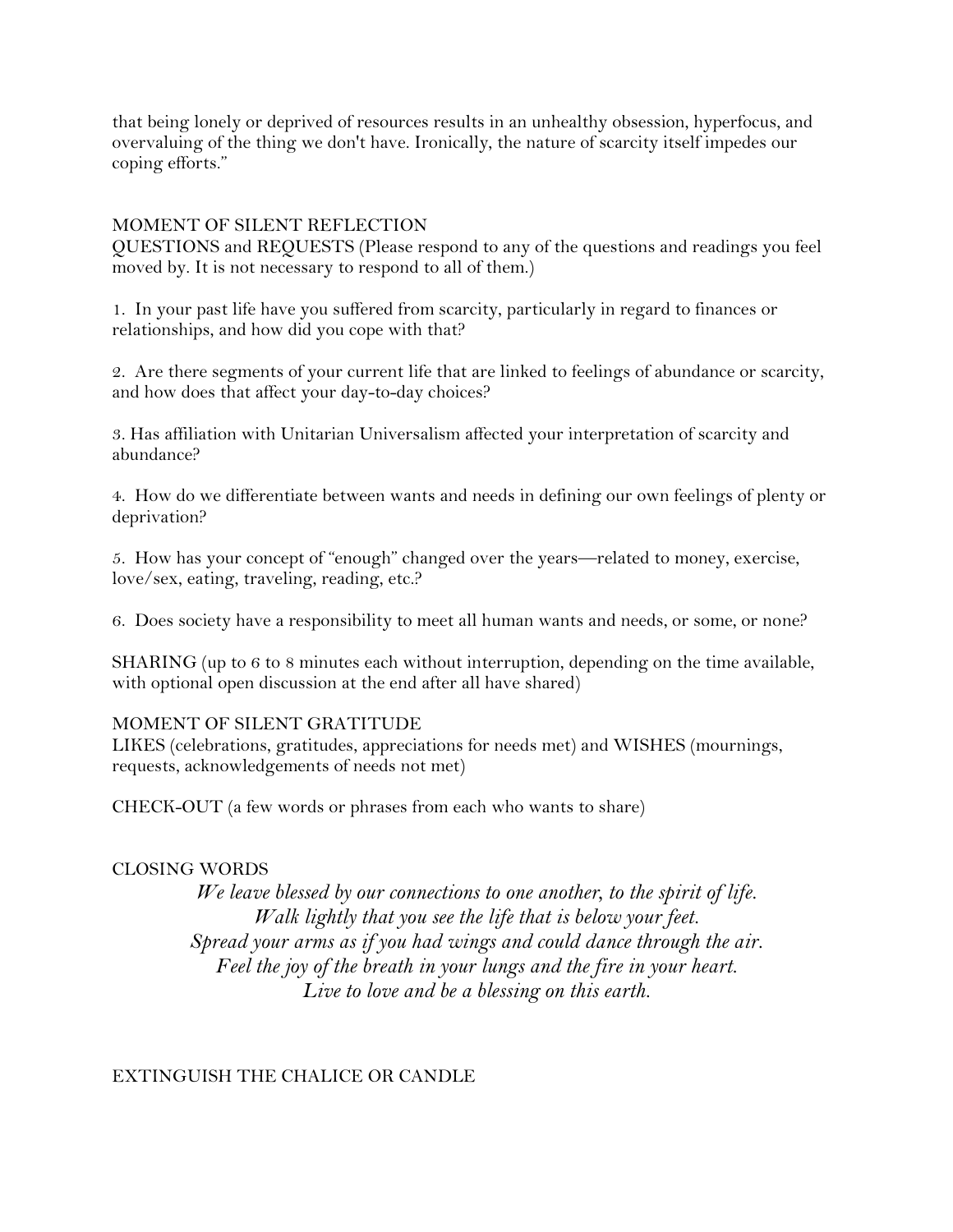that being lonely or deprived of resources results in an unhealthy obsession, hyperfocus, and overvaluing of the thing we don't have. Ironically, the nature of scarcity itself impedes our coping efforts."

MOMENT OF SILENT REFLECTION

QUESTIONS and REQUESTS (Please respond to any of the questions and readings you feel moved by. It is not necessary to respond to all of them.)

1. In your past life have you suffered from scarcity, particularly in regard to finances or relationships, and how did you cope with that?

2. Are there segments of your current life that are linked to feelings of abundance or scarcity, and how does that affect your day-to-day choices?

3. Has affiliation with Unitarian Universalism affected your interpretation of scarcity and abundance?

4. How do we differentiate between wants and needs in defining our own feelings of plenty or deprivation?

5. How has your concept of "enough" changed over the years—related to money, exercise, love/sex, eating, traveling, reading, etc.?

6. Does society have a responsibility to meet all human wants and needs, or some, or none?

SHARING (up to 6 to 8 minutes each without interruption, depending on the time available, with optional open discussion at the end after all have shared)

MOMENT OF SILENT GRATITUDE

LIKES (celebrations, gratitudes, appreciations for needs met) and WISHES (mournings, requests, acknowledgements of needs not met)

CHECK-OUT (a few words or phrases from each who wants to share)

CLOSING WORDS

*We leave blessed by our connections to one another, to the spirit of life.*
*Walk lightly that you see the life that is below your feet.*
*Spread your arms as if you had wings and could dance through the air.*
*Feel the joy of the breath in your lungs and the fire in your heart.*
*Live to love and be a blessing on this earth.*

EXTINGUISH THE CHALICE OR CANDLE